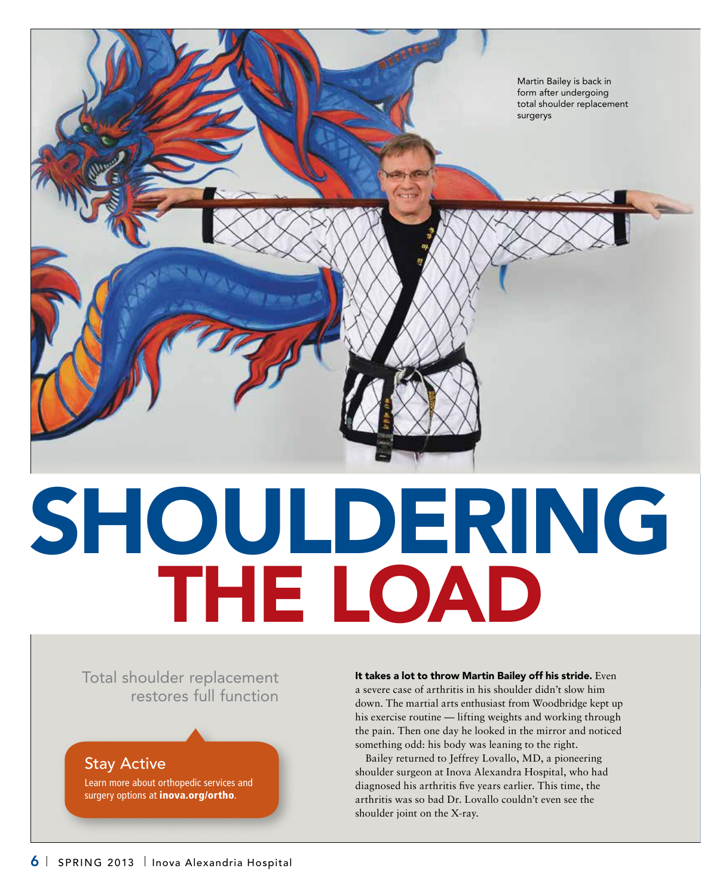Martin Bailey is back in form after undergoing total shoulder replacement surgerys

# SHOULDERING THE LOAD

## Total shoulder replacement restores full function

**Stay Active**

Learn more about orthopedic services and surgery options at **inova.org/ortho**.

**It takes a lot to throw Martin Bailey off his stride.** Even a severe case of arthritis in his shoulder didn't slow him down. The martial arts enthusiast from Woodbridge kept up his exercise routine — lifting weights and working through the pain. Then one day he looked in the mirror and noticed something odd: his body was leaning to the right.

Bailey returned to Jeffrey Lovallo, MD, a pioneering shoulder surgeon at Inova Alexandria Hospital, who had diagnosed his arthritis five years earlier. This time, the arthritis was so bad Dr. Lovallo couldn't even see the shoulder joint on the X-ray.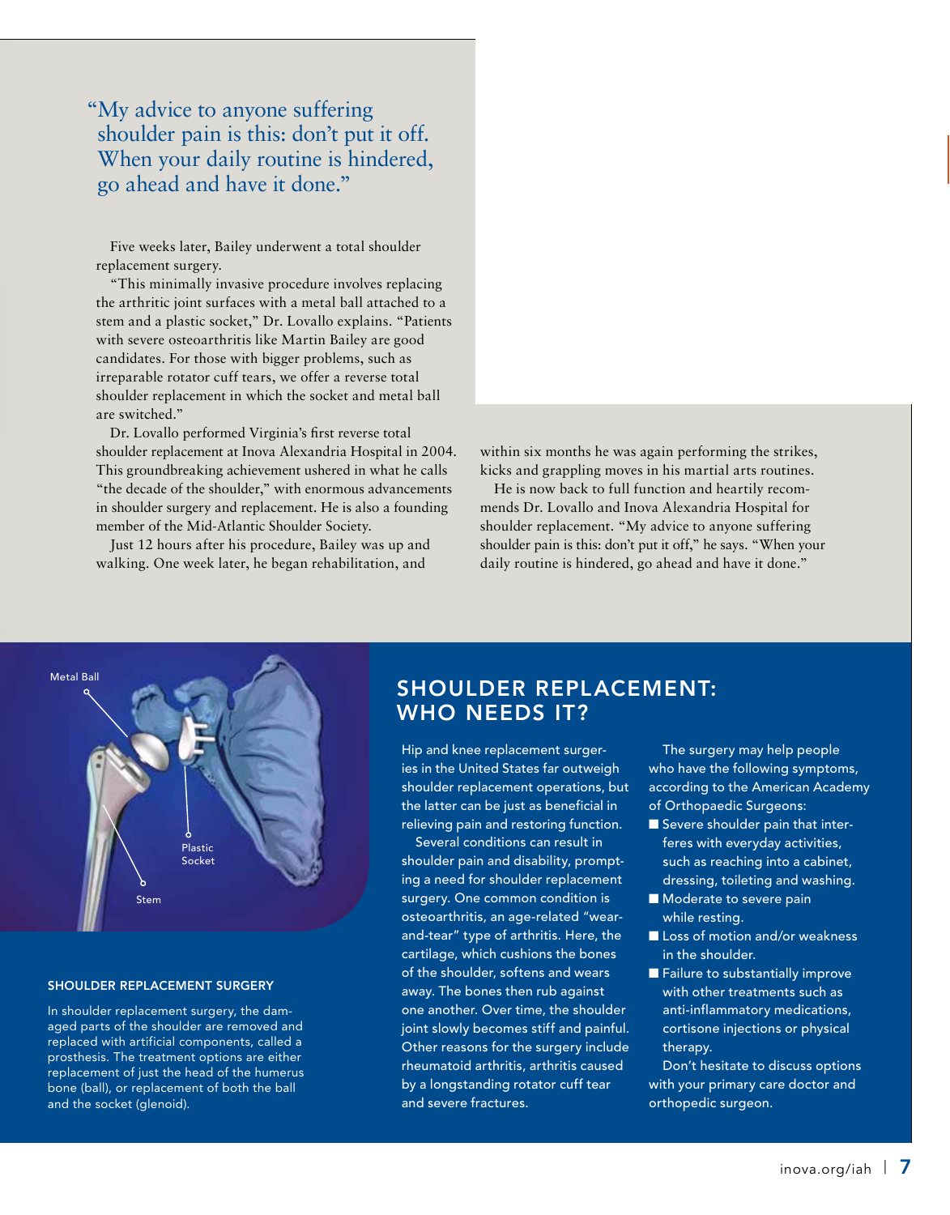> "My advice to anyone suffering shoulder pain is this: don't put it off. When your daily routine is hindered, go ahead and have it done."

Five weeks later, Bailey underwent a total shoulder replacement surgery.

"This minimally invasive procedure involves replacing the arthritic joint surfaces with a metal ball attached to a stem and a plastic socket," Dr. Lovallo explains. "Patients with severe osteoarthritis like Martin Bailey are good candidates. For those with bigger problems, such as irreparable rotator cuff tears, we offer a reverse total shoulder replacement in which the socket and metal ball are switched."

Dr. Lovallo performed Virginia's first reverse total shoulder replacement at Inova Alexandria Hospital in 2004. This groundbreaking achievement ushered in what he calls "the decade of the shoulder," with enormous advancements in shoulder surgery and replacement. He is also a founding member of the Mid-Atlantic Shoulder Society.

Just 12 hours after his procedure, Bailey was up and walking. One week later, he began rehabilitation, and within six months he was again performing the strikes, kicks and grappling moves in his martial arts routines.

He is now back to full function and heartily recommends Dr. Lovallo and Inova Alexandria Hospital for shoulder replacement. "My advice to anyone suffering shoulder pain is this: don't put it off," he says. "When your daily routine is hindered, go ahead and have it done."

Metal Ball

Plastic Socket

Stem

#### SHOULDER REPLACEMENT SURGERY

In shoulder replacement surgery, the damaged parts of the shoulder are removed and replaced with artificial components, called a prosthesis. The treatment options are either replacement of just the head of the humerus bone (ball), or replacement of both the ball and the socket (glenoid).

## SHOULDER REPLACEMENT: WHO NEEDS IT?

Hip and knee replacement surgeries in the United States far outweigh shoulder replacement operations, but the latter can be just as beneficial in relieving pain and restoring function.

Several conditions can result in shoulder pain and disability, prompting a need for shoulder replacement surgery. One common condition is osteoarthritis, an age-related "wear-and-tear" type of arthritis. Here, the cartilage, which cushions the bones of the shoulder, softens and wears away. The bones then rub against one another. Over time, the shoulder joint slowly becomes stiff and painful. Other reasons for the surgery include rheumatoid arthritis, arthritis caused by a longstanding rotator cuff tear and severe fractures.

The surgery may help people who have the following symptoms, according to the American Academy of Orthopaedic Surgeons:

- Severe shoulder pain that interferes with everyday activities, such as reaching into a cabinet, dressing, toileting and washing.
- Moderate to severe pain while resting.
- Loss of motion and/or weakness in the shoulder.
- Failure to substantially improve with other treatments such as anti-inflammatory medications, cortisone injections or physical therapy.

Don't hesitate to discuss options with your primary care doctor and orthopedic surgeon.